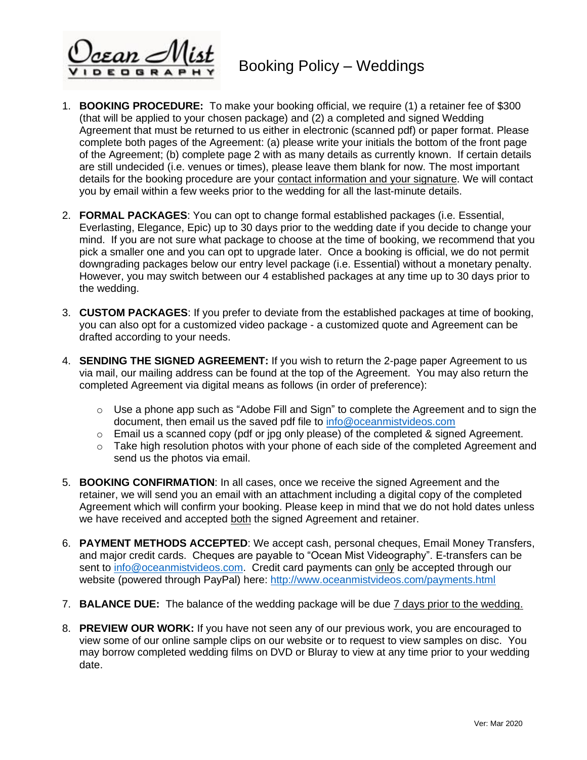# Ocean Mist Videography

## Booking Policy – Weddings

1. **BOOKING PROCEDURE:** To make your booking official, we require (1) a retainer fee of $300 (that will be applied to your chosen package) and (2) a completed and signed Wedding Agreement that must be returned to us either in electronic (scanned pdf) or paper format. Please complete both pages of the Agreement: (a) please write your initials the bottom of the front page of the Agreement; (b) complete page 2 with as many details as currently known. If certain details are still undecided (i.e. venues or times), please leave them blank for now. The most important details for the booking procedure are your contact information and your signature. We will contact you by email within a few weeks prior to the wedding for all the last-minute details.

2. **FORMAL PACKAGES**: You can opt to change formal established packages (i.e. Essential, Everlasting, Elegance, Epic) up to 30 days prior to the wedding date if you decide to change your mind. If you are not sure what package to choose at the time of booking, we recommend that you pick a smaller one and you can opt to upgrade later. Once a booking is official, we do not permit downgrading packages below our entry level package (i.e. Essential) without a monetary penalty. However, you may switch between our 4 established packages at any time up to 30 days prior to the wedding.

3. **CUSTOM PACKAGES**: If you prefer to deviate from the established packages at time of booking, you can also opt for a customized video package - a customized quote and Agreement can be drafted according to your needs.

4. **SENDING THE SIGNED AGREEMENT:** If you wish to return the 2-page paper Agreement to us via mail, our mailing address can be found at the top of the Agreement. You may also return the completed Agreement via digital means as follows (in order of preference):

   - Use a phone app such as "Adobe Fill and Sign" to complete the Agreement and to sign the document, then email us the saved pdf file to info@oceanmistvideos.com
   - Email us a scanned copy (pdf or jpg only please) of the completed & signed Agreement.
   - Take high resolution photos with your phone of each side of the completed Agreement and send us the photos via email.

5. **BOOKING CONFIRMATION**: In all cases, once we receive the signed Agreement and the retainer, we will send you an email with an attachment including a digital copy of the completed Agreement which will confirm your booking. Please keep in mind that we do not hold dates unless we have received and accepted both the signed Agreement and retainer.

6. **PAYMENT METHODS ACCEPTED**: We accept cash, personal cheques, Email Money Transfers, and major credit cards. Cheques are payable to "Ocean Mist Videography". E-transfers can be sent to info@oceanmistvideos.com. Credit card payments can only be accepted through our website (powered through PayPal) here: http://www.oceanmistvideos.com/payments.html

7. **BALANCE DUE:** The balance of the wedding package will be due 7 days prior to the wedding.

8. **PREVIEW OUR WORK:** If you have not seen any of our previous work, you are encouraged to view some of our online sample clips on our website or to request to view samples on disc. You may borrow completed wedding films on DVD or Bluray to view at any time prior to your wedding date.

Ver: Mar 2020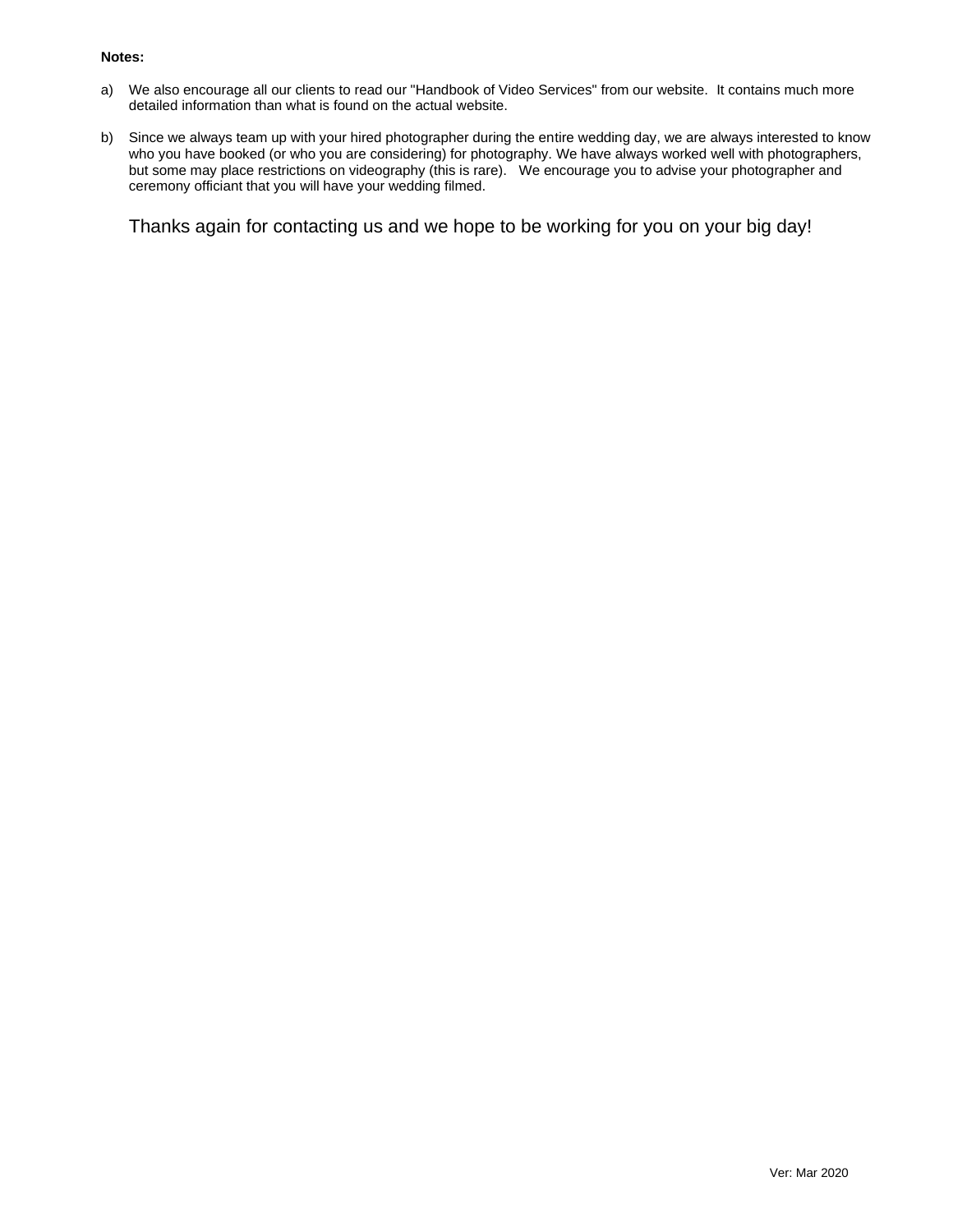**Notes:**

a) We also encourage all our clients to read our "Handbook of Video Services" from our website. It contains much more detailed information than what is found on the actual website.

b) Since we always team up with your hired photographer during the entire wedding day, we are always interested to know who you have booked (or who you are considering) for photography. We have always worked well with photographers, but some may place restrictions on videography (this is rare). We encourage you to advise your photographer and ceremony officiant that you will have your wedding filmed.

Thanks again for contacting us and we hope to be working for you on your big day!

Ver: Mar 2020